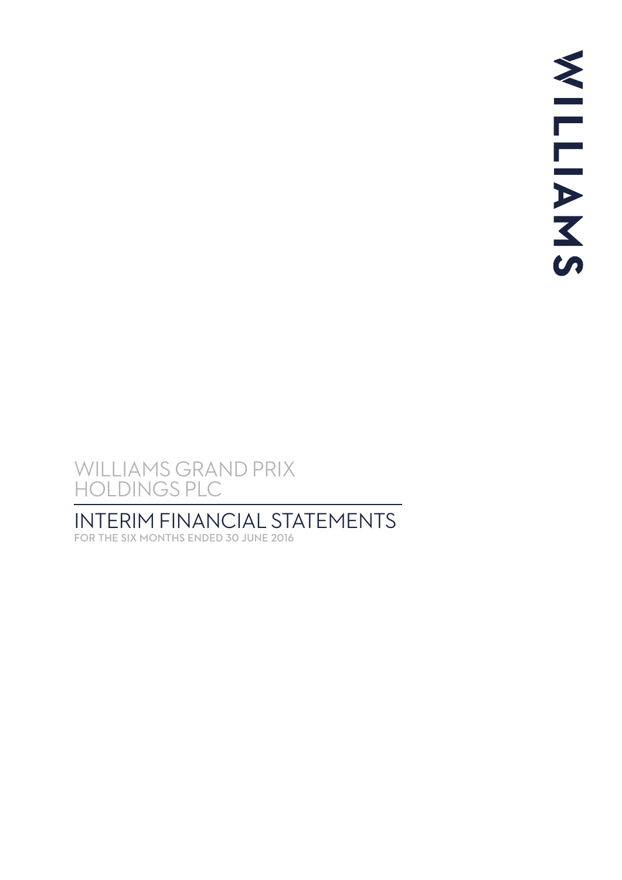WILLIAMS

# WILLIAMS GRAND PRIX HOLDINGS PLC

## INTERIM FINANCIAL STATEMENTS

FOR THE SIX MONTHS ENDED 30 JUNE 2016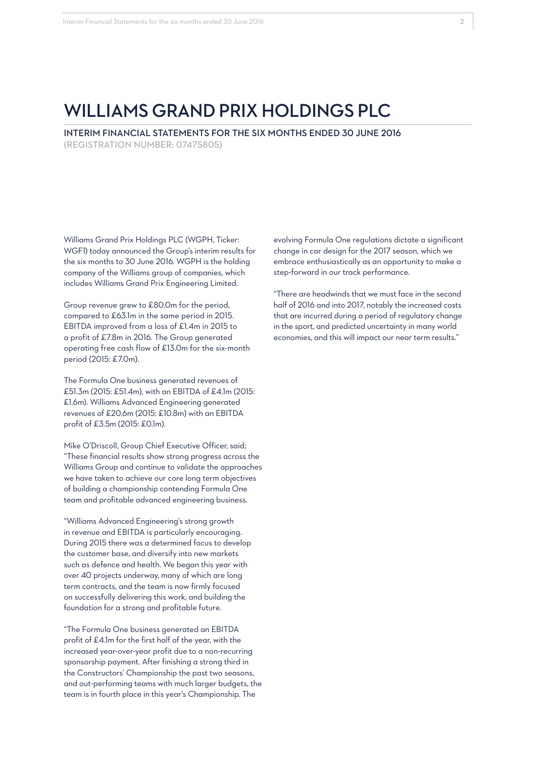# WILLIAMS GRAND PRIX HOLDINGS PLC

## INTERIM FINANCIAL STATEMENTS FOR THE SIX MONTHS ENDED 30 JUNE 2016

(REGISTRATION NUMBER: 07475805)

Williams Grand Prix Holdings PLC (WGPH, Ticker: WGF1) today announced the Group's interim results for the six months to 30 June 2016. WGPH is the holding company of the Williams group of companies, which includes Williams Grand Prix Engineering Limited.

Group revenue grew to £80.0m for the period, compared to £63.1m in the same period in 2015. EBITDA improved from a loss of £1.4m in 2015 to a profit of £7.8m in 2016. The Group generated operating free cash flow of £13.0m for the six-month period (2015: £7.0m).

The Formula One business generated revenues of £51.3m (2015: £51.4m), with an EBITDA of £4.1m (2015: £1.6m). Williams Advanced Engineering generated revenues of £20.6m (2015: £10.8m) with an EBITDA profit of £3.5m (2015: £0.1m).

Mike O'Driscoll, Group Chief Executive Officer, said; "These financial results show strong progress across the Williams Group and continue to validate the approaches we have taken to achieve our core long term objectives of building a championship contending Formula One team and profitable advanced engineering business.

"Williams Advanced Engineering's strong growth in revenue and EBITDA is particularly encouraging. During 2015 there was a determined focus to develop the customer base, and diversify into new markets such as defence and health. We began this year with over 40 projects underway, many of which are long term contracts, and the team is now firmly focused on successfully delivering this work, and building the foundation for a strong and profitable future.

"The Formula One business generated an EBITDA profit of £4.1m for the first half of the year, with the increased year-over-year profit due to a non-recurring sponsorship payment. After finishing a strong third in the Constructors' Championship the past two seasons, and out-performing teams with much larger budgets, the team is in fourth place in this year's Championship. The evolving Formula One regulations dictate a significant change in car design for the 2017 season, which we embrace enthusiastically as an opportunity to make a step-forward in our track performance.

"There are headwinds that we must face in the second half of 2016 and into 2017, notably the increased costs that are incurred during a period of regulatory change in the sport, and predicted uncertainty in many world economies, and this will impact our near term results."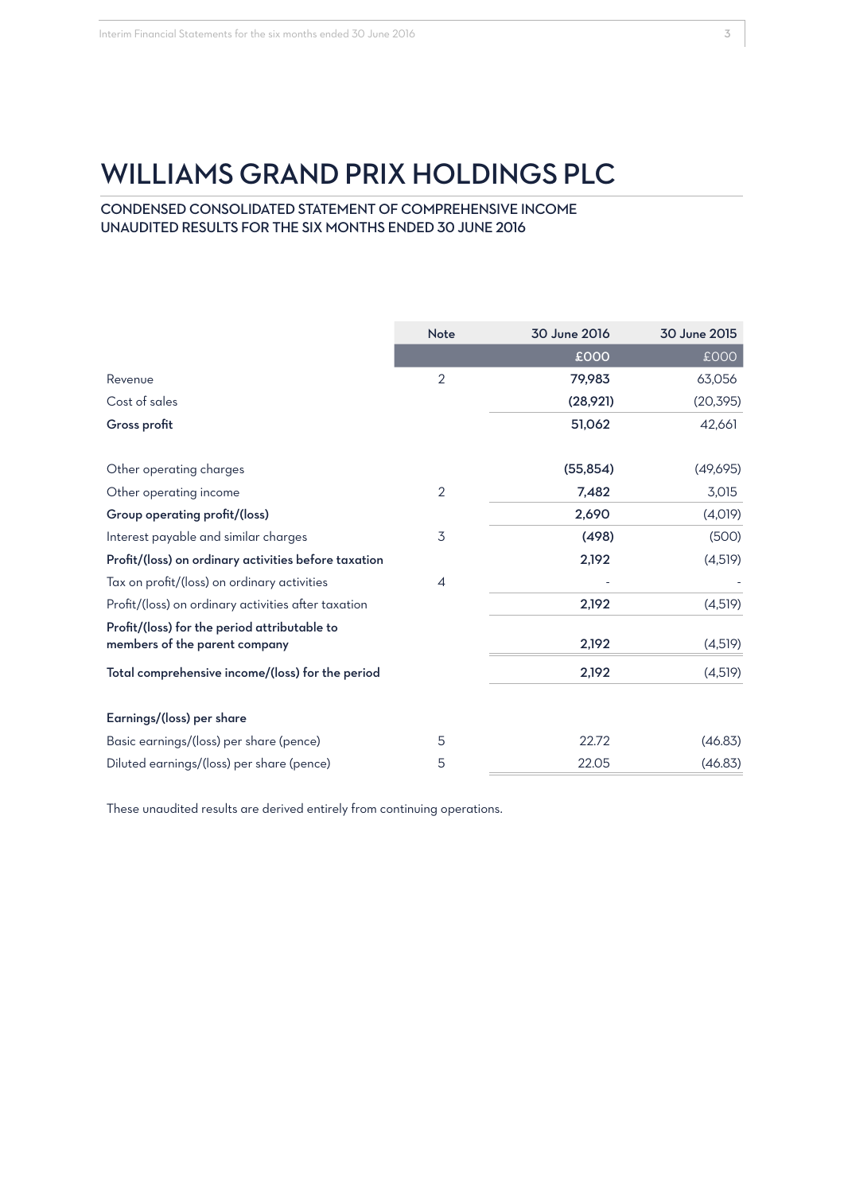# WILLIAMS GRAND PRIX HOLDINGS PLC

## CONDENSED CONSOLIDATED STATEMENT OF COMPREHENSIVE INCOME
## UNAUDITED RESULTS FOR THE SIX MONTHS ENDED 30 JUNE 2016

| | Note | 30 June 2016 | 30 June 2015 |
|---|---|---|---|
| | | **£000** | £000 |
| Revenue | 2 | **79,983** | 63,056 |
| Cost of sales | | **(28,921)** | (20,395) |
| **Gross profit** | | **51,062** | 42,661 |
| | | | |
| Other operating charges | | **(55,854)** | (49,695) |
| Other operating income | 2 | **7,482** | 3,015 |
| **Group operating profit/(loss)** | | **2,690** | (4,019) |
| Interest payable and similar charges | 3 | **(498)** | (500) |
| **Profit/(loss) on ordinary activities before taxation** | | **2,192** | (4,519) |
| Tax on profit/(loss) on ordinary activities | 4 | - | - |
| Profit/(loss) on ordinary activities after taxation | | **2,192** | (4,519) |
| **Profit/(loss) for the period attributable to members of the parent company** | | **2,192** | (4,519) |
| **Total comprehensive income/(loss) for the period** | | **2,192** | (4,519) |
| | | | |
| **Earnings/(loss) per share** | | | |
| Basic earnings/(loss) per share (pence) | 5 | 22.72 | (46.83) |
| Diluted earnings/(loss) per share (pence) | 5 | 22.05 | (46.83) |

These unaudited results are derived entirely from continuing operations.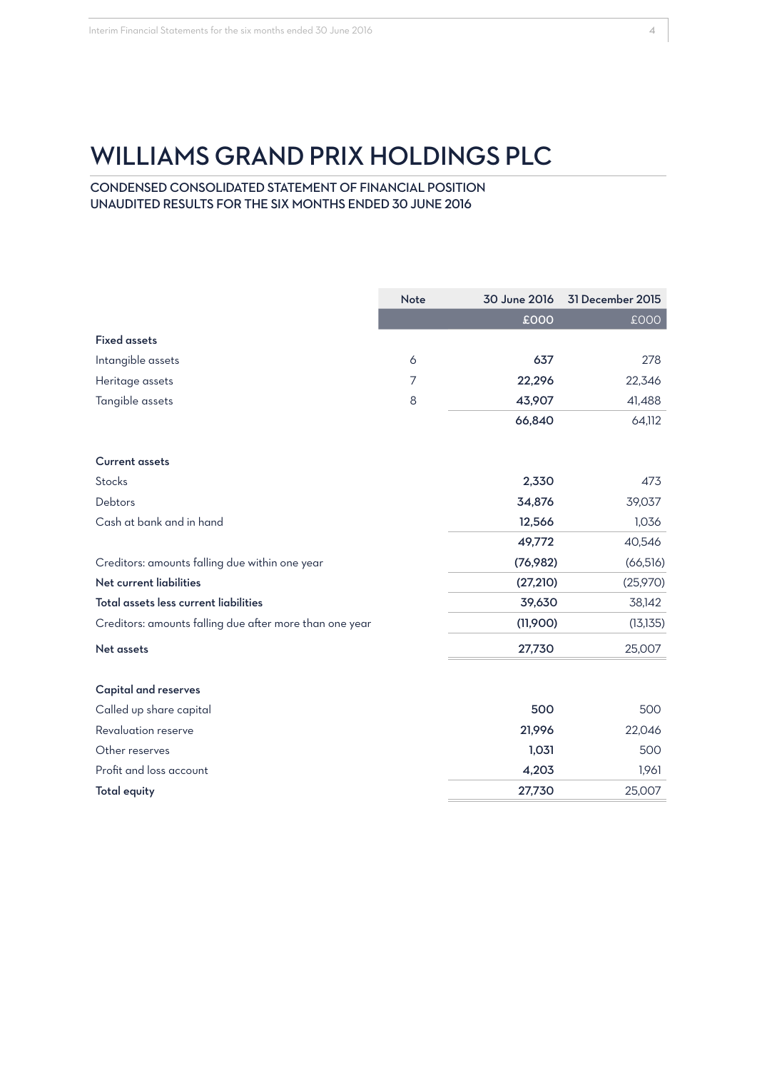# WILLIAMS GRAND PRIX HOLDINGS PLC

## CONDENSED CONSOLIDATED STATEMENT OF FINANCIAL POSITION
## UNAUDITED RESULTS FOR THE SIX MONTHS ENDED 30 JUNE 2016

| | Note | 30 June 2016 | 31 December 2015 |
|---|---|---|---|
| | | £000 | £000 |
| **Fixed assets** | | | |
| Intangible assets | 6 | **637** | 278 |
| Heritage assets | 7 | **22,296** | 22,346 |
| Tangible assets | 8 | **43,907** | 41,488 |
| | | **66,840** | 64,112 |
| **Current assets** | | | |
| Stocks | | **2,330** | 473 |
| Debtors | | **34,876** | 39,037 |
| Cash at bank and in hand | | **12,566** | 1,036 |
| | | **49,772** | 40,546 |
| Creditors: amounts falling due within one year | | **(76,982)** | (66,516) |
| **Net current liabilities** | | **(27,210)** | (25,970) |
| **Total assets less current liabilities** | | **39,630** | 38,142 |
| Creditors: amounts falling due after more than one year | | **(11,900)** | (13,135) |
| **Net assets** | | **27,730** | 25,007 |
| **Capital and reserves** | | | |
| Called up share capital | | **500** | 500 |
| Revaluation reserve | | **21,996** | 22,046 |
| Other reserves | | **1,031** | 500 |
| Profit and loss account | | **4,203** | 1,961 |
| **Total equity** | | **27,730** | 25,007 |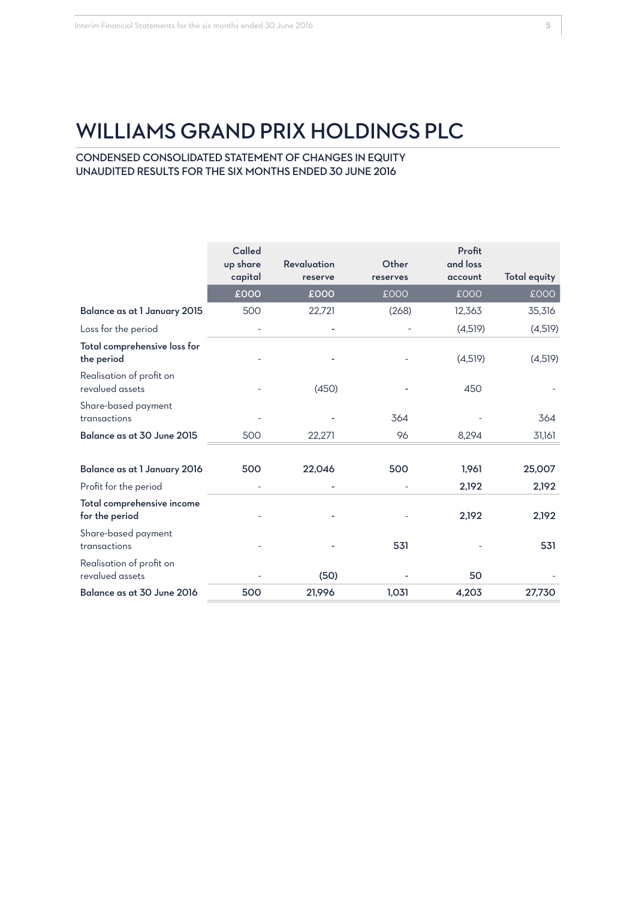# WILLIAMS GRAND PRIX HOLDINGS PLC

## CONDENSED CONSOLIDATED STATEMENT OF CHANGES IN EQUITY
## UNAUDITED RESULTS FOR THE SIX MONTHS ENDED 30 JUNE 2016

| | Called up share capital | Revaluation reserve | Other reserves | Profit and loss account | Total equity |
|---|---|---|---|---|---|
| | £000 | £000 | £000 | £000 | £000 |
| **Balance as at 1 January 2015** | 500 | 22,721 | (268) | 12,363 | 35,316 |
| Loss for the period | - | - | - | (4,519) | (4,519) |
| **Total comprehensive loss for the period** | - | - | - | (4,519) | (4,519) |
| Realisation of profit on revalued assets | - | (450) | - | 450 | - |
| Share-based payment transactions | - | - | 364 | - | 364 |
| **Balance as at 30 June 2015** | 500 | 22,271 | 96 | 8,294 | 31,161 |
| | | | | | |
| **Balance as at 1 January 2016** | **500** | **22,046** | **500** | **1,961** | **25,007** |
| Profit for the period | - | - | - | **2,192** | **2,192** |
| **Total comprehensive income for the period** | - | - | - | **2,192** | **2,192** |
| Share-based payment transactions | - | - | **531** | - | **531** |
| Realisation of profit on revalued assets | - | **(50)** | - | **50** | - |
| **Balance as at 30 June 2016** | **500** | **21,996** | **1,031** | **4,203** | **27,730** |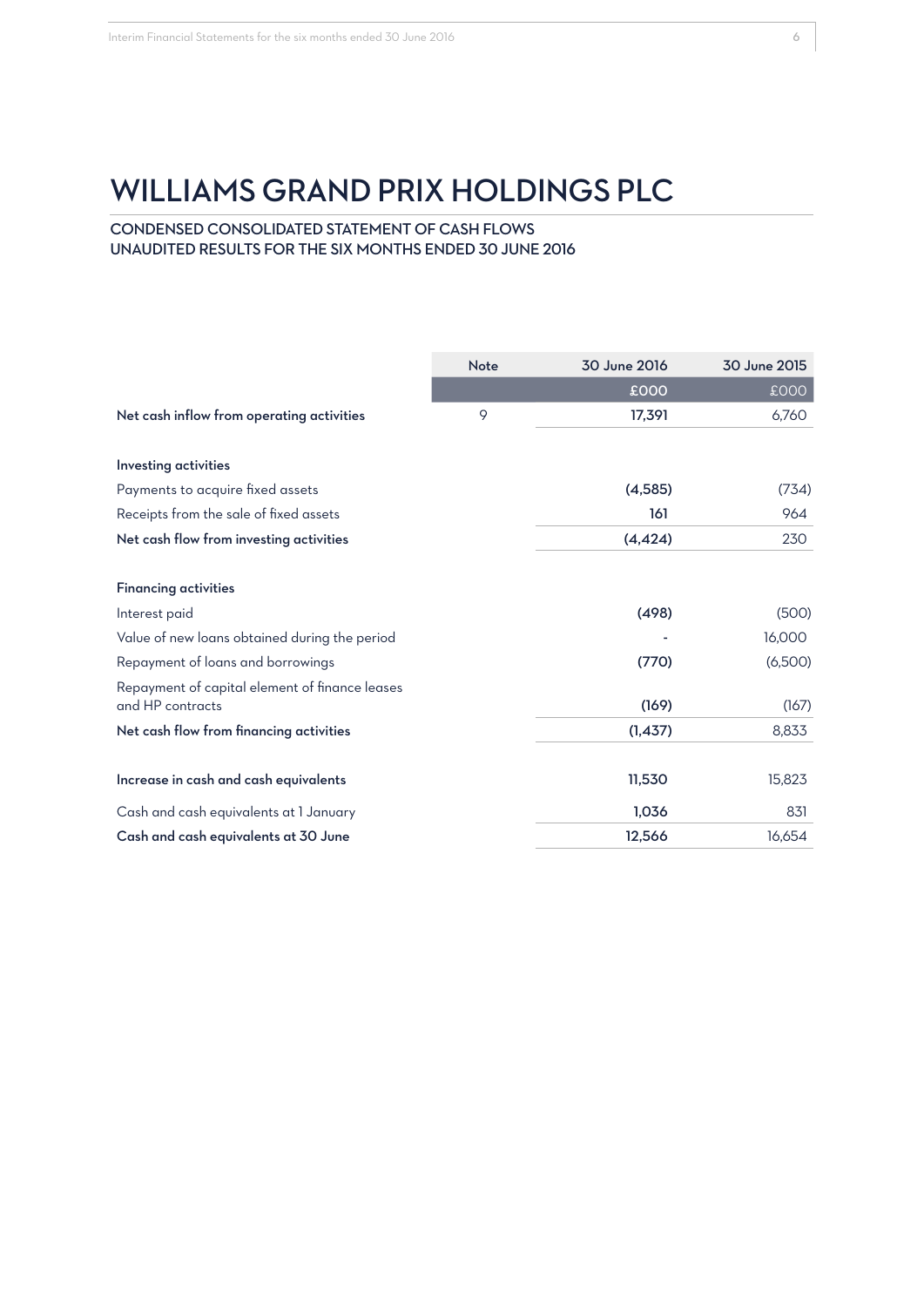# WILLIAMS GRAND PRIX HOLDINGS PLC

## CONDENSED CONSOLIDATED STATEMENT OF CASH FLOWS
## UNAUDITED RESULTS FOR THE SIX MONTHS ENDED 30 JUNE 2016

| | Note | 30 June 2016 | 30 June 2015 |
|---|---|---|---|
| | | £000 | £000 |
| **Net cash inflow from operating activities** | 9 | **17,391** | 6,760 |
| | | | |
| **Investing activities** | | | |
| Payments to acquire fixed assets | | **(4,585)** | (734) |
| Receipts from the sale of fixed assets | | **161** | 964 |
| **Net cash flow from investing activities** | | **(4,424)** | 230 |
| | | | |
| **Financing activities** | | | |
| Interest paid | | **(498)** | (500) |
| Value of new loans obtained during the period | | **-** | 16,000 |
| Repayment of loans and borrowings | | **(770)** | (6,500) |
| Repayment of capital element of finance leases and HP contracts | | **(169)** | (167) |
| **Net cash flow from financing activities** | | **(1,437)** | 8,833 |
| | | | |
| **Increase in cash and cash equivalents** | | **11,530** | 15,823 |
| Cash and cash equivalents at 1 January | | **1,036** | 831 |
| **Cash and cash equivalents at 30 June** | | **12,566** | 16,654 |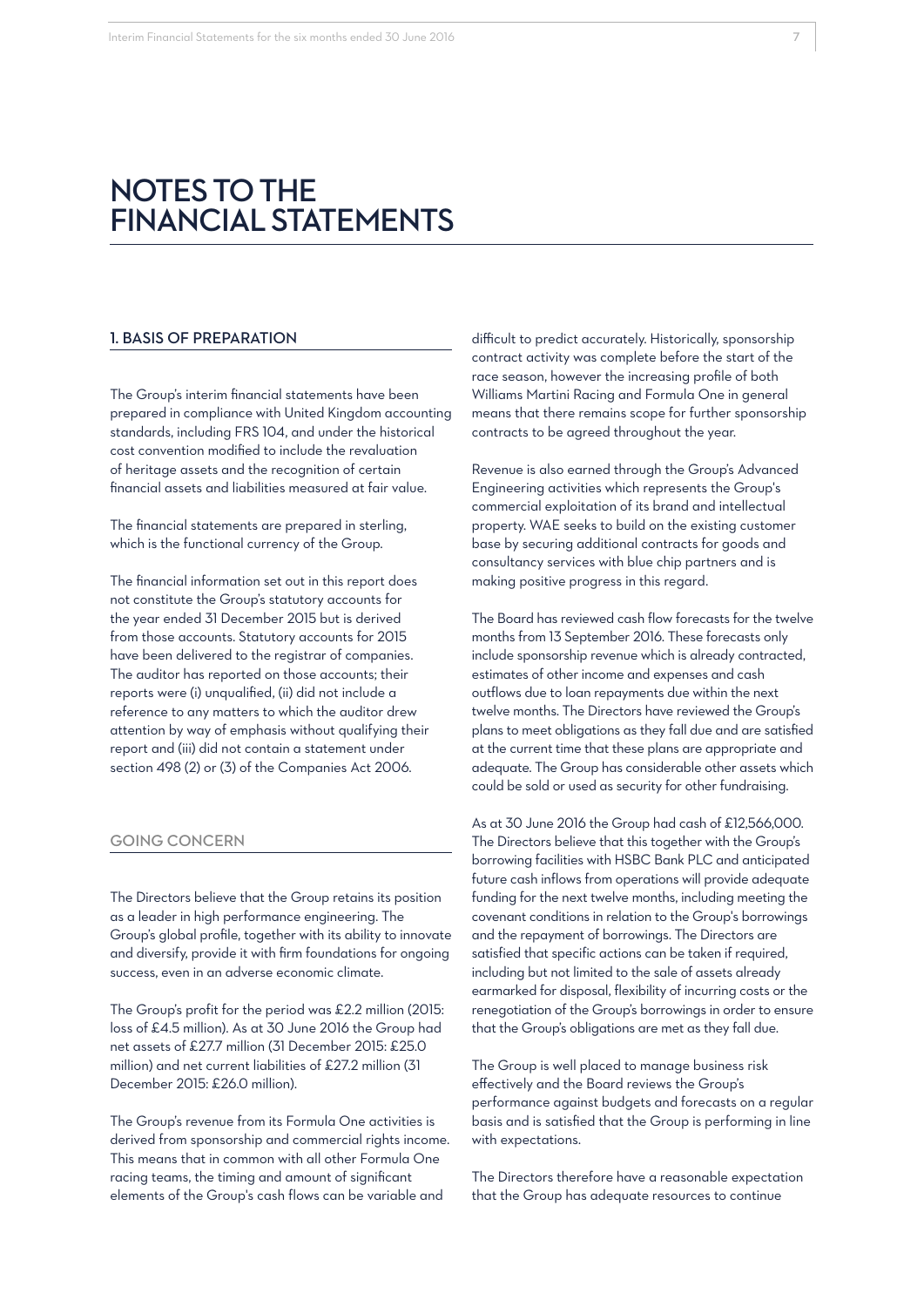# NOTES TO THE FINANCIAL STATEMENTS

## 1. BASIS OF PREPARATION

The Group's interim financial statements have been prepared in compliance with United Kingdom accounting standards, including FRS 104, and under the historical cost convention modified to include the revaluation of heritage assets and the recognition of certain financial assets and liabilities measured at fair value.

The financial statements are prepared in sterling, which is the functional currency of the Group.

The financial information set out in this report does not constitute the Group's statutory accounts for the year ended 31 December 2015 but is derived from those accounts. Statutory accounts for 2015 have been delivered to the registrar of companies. The auditor has reported on those accounts; their reports were (i) unqualified, (ii) did not include a reference to any matters to which the auditor drew attention by way of emphasis without qualifying their report and (iii) did not contain a statement under section 498 (2) or (3) of the Companies Act 2006.

## GOING CONCERN

The Directors believe that the Group retains its position as a leader in high performance engineering. The Group's global profile, together with its ability to innovate and diversify, provide it with firm foundations for ongoing success, even in an adverse economic climate.

The Group's profit for the period was £2.2 million (2015: loss of £4.5 million). As at 30 June 2016 the Group had net assets of £27.7 million (31 December 2015: £25.0 million) and net current liabilities of £27.2 million (31 December 2015: £26.0 million).

The Group's revenue from its Formula One activities is derived from sponsorship and commercial rights income. This means that in common with all other Formula One racing teams, the timing and amount of significant elements of the Group's cash flows can be variable and difficult to predict accurately. Historically, sponsorship contract activity was complete before the start of the race season, however the increasing profile of both Williams Martini Racing and Formula One in general means that there remains scope for further sponsorship contracts to be agreed throughout the year.

Revenue is also earned through the Group's Advanced Engineering activities which represents the Group's commercial exploitation of its brand and intellectual property. WAE seeks to build on the existing customer base by securing additional contracts for goods and consultancy services with blue chip partners and is making positive progress in this regard.

The Board has reviewed cash flow forecasts for the twelve months from 13 September 2016. These forecasts only include sponsorship revenue which is already contracted, estimates of other income and expenses and cash outflows due to loan repayments due within the next twelve months. The Directors have reviewed the Group's plans to meet obligations as they fall due and are satisfied at the current time that these plans are appropriate and adequate. The Group has considerable other assets which could be sold or used as security for other fundraising.

As at 30 June 2016 the Group had cash of £12,566,000. The Directors believe that this together with the Group's borrowing facilities with HSBC Bank PLC and anticipated future cash inflows from operations will provide adequate funding for the next twelve months, including meeting the covenant conditions in relation to the Group's borrowings and the repayment of borrowings. The Directors are satisfied that specific actions can be taken if required, including but not limited to the sale of assets already earmarked for disposal, flexibility of incurring costs or the renegotiation of the Group's borrowings in order to ensure that the Group's obligations are met as they fall due.

The Group is well placed to manage business risk effectively and the Board reviews the Group's performance against budgets and forecasts on a regular basis and is satisfied that the Group is performing in line with expectations.

The Directors therefore have a reasonable expectation that the Group has adequate resources to continue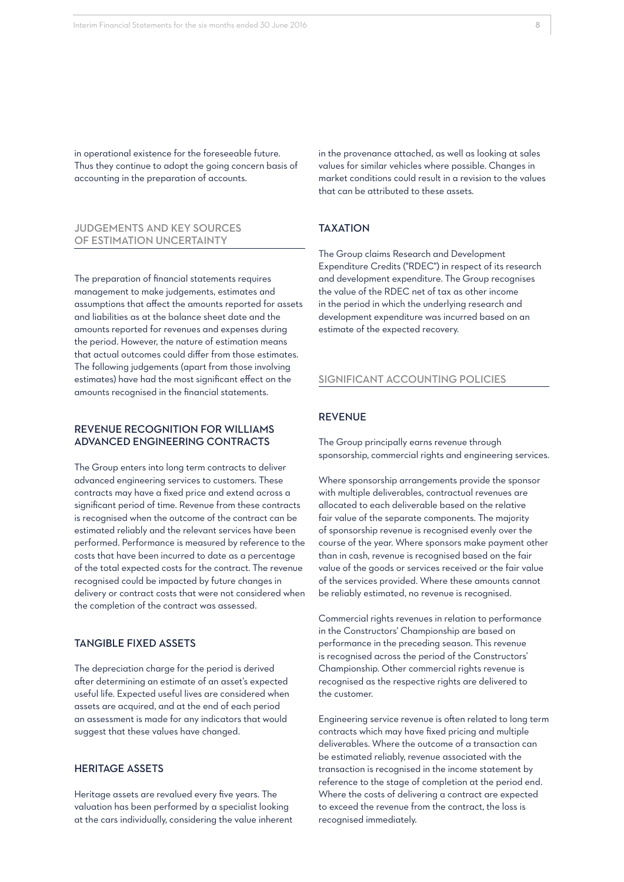in operational existence for the foreseeable future. Thus they continue to adopt the going concern basis of accounting in the preparation of accounts.

## JUDGEMENTS AND KEY SOURCES OF ESTIMATION UNCERTAINTY

The preparation of financial statements requires management to make judgements, estimates and assumptions that affect the amounts reported for assets and liabilities as at the balance sheet date and the amounts reported for revenues and expenses during the period. However, the nature of estimation means that actual outcomes could differ from those estimates. The following judgements (apart from those involving estimates) have had the most significant effect on the amounts recognised in the financial statements.

### REVENUE RECOGNITION FOR WILLIAMS ADVANCED ENGINEERING CONTRACTS

The Group enters into long term contracts to deliver advanced engineering services to customers. These contracts may have a fixed price and extend across a significant period of time. Revenue from these contracts is recognised when the outcome of the contract can be estimated reliably and the relevant services have been performed. Performance is measured by reference to the costs that have been incurred to date as a percentage of the total expected costs for the contract. The revenue recognised could be impacted by future changes in delivery or contract costs that were not considered when the completion of the contract was assessed.

### TANGIBLE FIXED ASSETS

The depreciation charge for the period is derived after determining an estimate of an asset's expected useful life. Expected useful lives are considered when assets are acquired, and at the end of each period an assessment is made for any indicators that would suggest that these values have changed.

### HERITAGE ASSETS

Heritage assets are revalued every five years. The valuation has been performed by a specialist looking at the cars individually, considering the value inherent in the provenance attached, as well as looking at sales values for similar vehicles where possible. Changes in market conditions could result in a revision to the values that can be attributed to these assets.

### TAXATION

The Group claims Research and Development Expenditure Credits ("RDEC") in respect of its research and development expenditure. The Group recognises the value of the RDEC net of tax as other income in the period in which the underlying research and development expenditure was incurred based on an estimate of the expected recovery.

## SIGNIFICANT ACCOUNTING POLICIES

### REVENUE

The Group principally earns revenue through sponsorship, commercial rights and engineering services.

Where sponsorship arrangements provide the sponsor with multiple deliverables, contractual revenues are allocated to each deliverable based on the relative fair value of the separate components. The majority of sponsorship revenue is recognised evenly over the course of the year. Where sponsors make payment other than in cash, revenue is recognised based on the fair value of the goods or services received or the fair value of the services provided. Where these amounts cannot be reliably estimated, no revenue is recognised.

Commercial rights revenues in relation to performance in the Constructors' Championship are based on performance in the preceding season. This revenue is recognised across the period of the Constructors' Championship. Other commercial rights revenue is recognised as the respective rights are delivered to the customer.

Engineering service revenue is often related to long term contracts which may have fixed pricing and multiple deliverables. Where the outcome of a transaction can be estimated reliably, revenue associated with the transaction is recognised in the income statement by reference to the stage of completion at the period end. Where the costs of delivering a contract are expected to exceed the revenue from the contract, the loss is recognised immediately.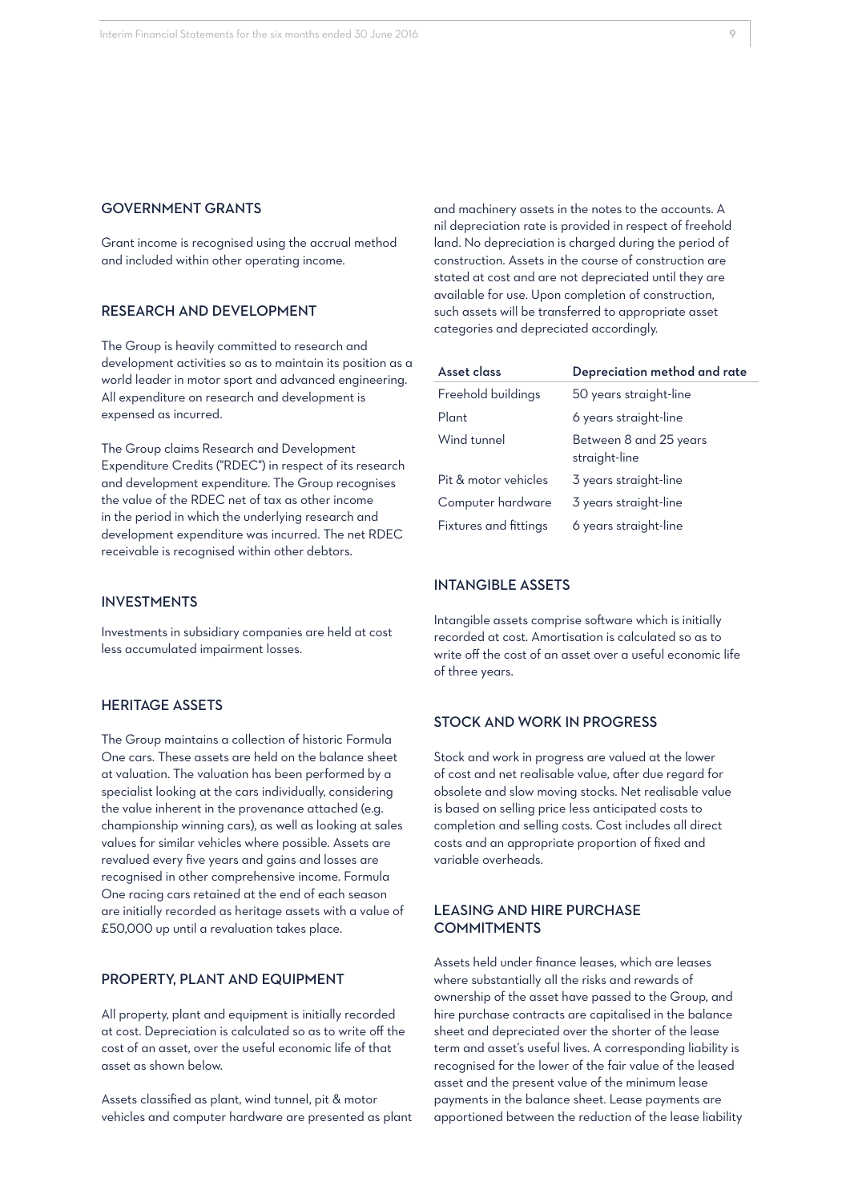## GOVERNMENT GRANTS

Grant income is recognised using the accrual method and included within other operating income.

## RESEARCH AND DEVELOPMENT

The Group is heavily committed to research and development activities so as to maintain its position as a world leader in motor sport and advanced engineering. All expenditure on research and development is expensed as incurred.

The Group claims Research and Development Expenditure Credits ("RDEC") in respect of its research and development expenditure. The Group recognises the value of the RDEC net of tax as other income in the period in which the underlying research and development expenditure was incurred. The net RDEC receivable is recognised within other debtors.

## INVESTMENTS

Investments in subsidiary companies are held at cost less accumulated impairment losses.

## HERITAGE ASSETS

The Group maintains a collection of historic Formula One cars. These assets are held on the balance sheet at valuation. The valuation has been performed by a specialist looking at the cars individually, considering the value inherent in the provenance attached (e.g. championship winning cars), as well as looking at sales values for similar vehicles where possible. Assets are revalued every five years and gains and losses are recognised in other comprehensive income. Formula One racing cars retained at the end of each season are initially recorded as heritage assets with a value of £50,000 up until a revaluation takes place.

## PROPERTY, PLANT AND EQUIPMENT

All property, plant and equipment is initially recorded at cost. Depreciation is calculated so as to write off the cost of an asset, over the useful economic life of that asset as shown below.

Assets classified as plant, wind tunnel, pit & motor vehicles and computer hardware are presented as plant and machinery assets in the notes to the accounts. A nil depreciation rate is provided in respect of freehold land. No depreciation is charged during the period of construction. Assets in the course of construction are stated at cost and are not depreciated until they are available for use. Upon completion of construction, such assets will be transferred to appropriate asset categories and depreciated accordingly.

| Asset class | Depreciation method and rate |
|---|---|
| Freehold buildings | 50 years straight-line |
| Plant | 6 years straight-line |
| Wind tunnel | Between 8 and 25 years straight-line |
| Pit & motor vehicles | 3 years straight-line |
| Computer hardware | 3 years straight-line |
| Fixtures and fittings | 6 years straight-line |

## INTANGIBLE ASSETS

Intangible assets comprise software which is initially recorded at cost. Amortisation is calculated so as to write off the cost of an asset over a useful economic life of three years.

## STOCK AND WORK IN PROGRESS

Stock and work in progress are valued at the lower of cost and net realisable value, after due regard for obsolete and slow moving stocks. Net realisable value is based on selling price less anticipated costs to completion and selling costs. Cost includes all direct costs and an appropriate proportion of fixed and variable overheads.

## LEASING AND HIRE PURCHASE COMMITMENTS

Assets held under finance leases, which are leases where substantially all the risks and rewards of ownership of the asset have passed to the Group, and hire purchase contracts are capitalised in the balance sheet and depreciated over the shorter of the lease term and asset's useful lives. A corresponding liability is recognised for the lower of the fair value of the leased asset and the present value of the minimum lease payments in the balance sheet. Lease payments are apportioned between the reduction of the lease liability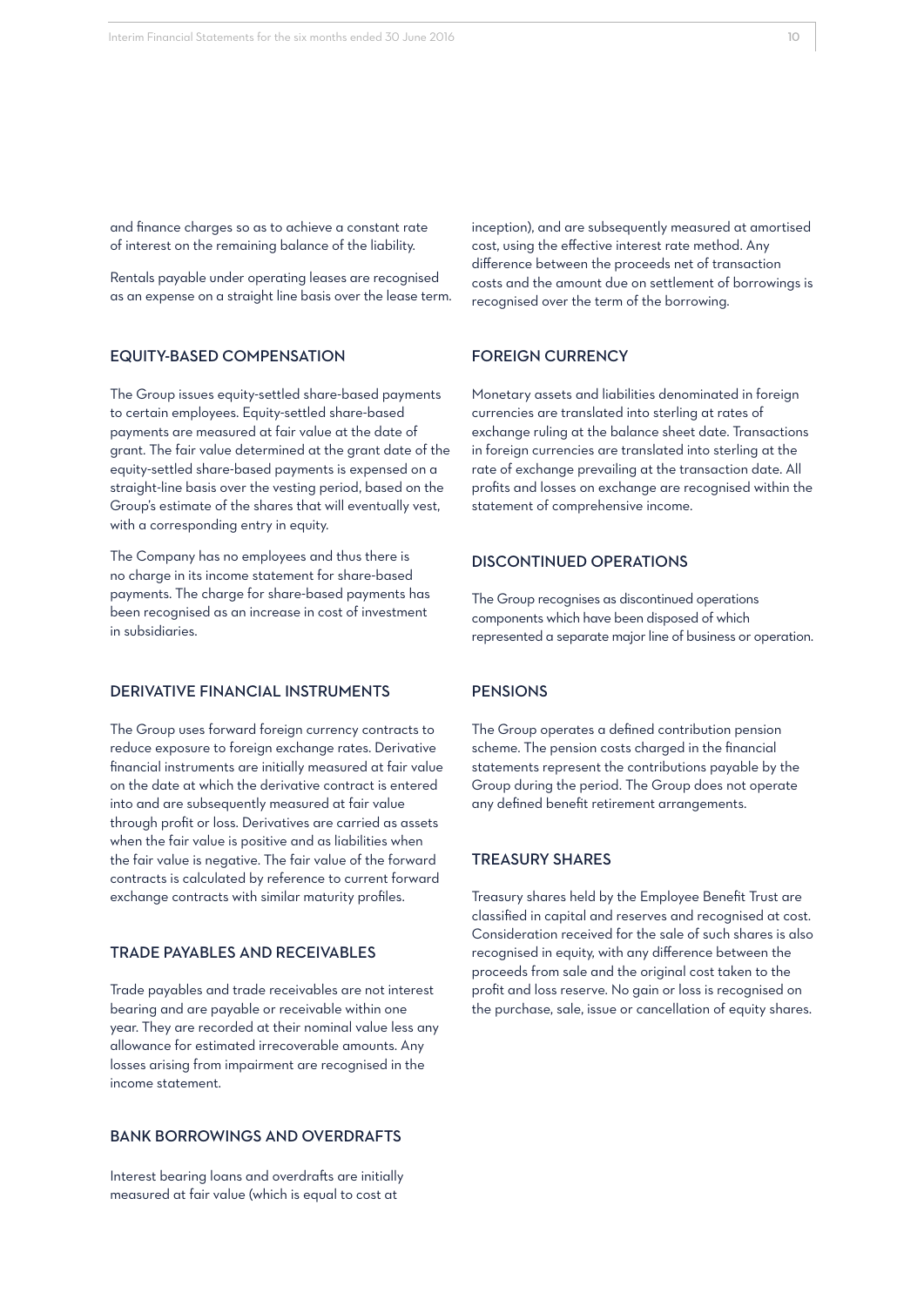and finance charges so as to achieve a constant rate of interest on the remaining balance of the liability.

Rentals payable under operating leases are recognised as an expense on a straight line basis over the lease term.

## EQUITY-BASED COMPENSATION

The Group issues equity-settled share-based payments to certain employees. Equity-settled share-based payments are measured at fair value at the date of grant. The fair value determined at the grant date of the equity-settled share-based payments is expensed on a straight-line basis over the vesting period, based on the Group's estimate of the shares that will eventually vest, with a corresponding entry in equity.

The Company has no employees and thus there is no charge in its income statement for share-based payments. The charge for share-based payments has been recognised as an increase in cost of investment in subsidiaries.

## DERIVATIVE FINANCIAL INSTRUMENTS

The Group uses forward foreign currency contracts to reduce exposure to foreign exchange rates. Derivative financial instruments are initially measured at fair value on the date at which the derivative contract is entered into and are subsequently measured at fair value through profit or loss. Derivatives are carried as assets when the fair value is positive and as liabilities when the fair value is negative. The fair value of the forward contracts is calculated by reference to current forward exchange contracts with similar maturity profiles.

## TRADE PAYABLES AND RECEIVABLES

Trade payables and trade receivables are not interest bearing and are payable or receivable within one year. They are recorded at their nominal value less any allowance for estimated irrecoverable amounts. Any losses arising from impairment are recognised in the income statement.

## BANK BORROWINGS AND OVERDRAFTS

Interest bearing loans and overdrafts are initially measured at fair value (which is equal to cost at inception), and are subsequently measured at amortised cost, using the effective interest rate method. Any difference between the proceeds net of transaction costs and the amount due on settlement of borrowings is recognised over the term of the borrowing.

## FOREIGN CURRENCY

Monetary assets and liabilities denominated in foreign currencies are translated into sterling at rates of exchange ruling at the balance sheet date. Transactions in foreign currencies are translated into sterling at the rate of exchange prevailing at the transaction date. All profits and losses on exchange are recognised within the statement of comprehensive income.

## DISCONTINUED OPERATIONS

The Group recognises as discontinued operations components which have been disposed of which represented a separate major line of business or operation.

## PENSIONS

The Group operates a defined contribution pension scheme. The pension costs charged in the financial statements represent the contributions payable by the Group during the period. The Group does not operate any defined benefit retirement arrangements.

## TREASURY SHARES

Treasury shares held by the Employee Benefit Trust are classified in capital and reserves and recognised at cost. Consideration received for the sale of such shares is also recognised in equity, with any difference between the proceeds from sale and the original cost taken to the profit and loss reserve. No gain or loss is recognised on the purchase, sale, issue or cancellation of equity shares.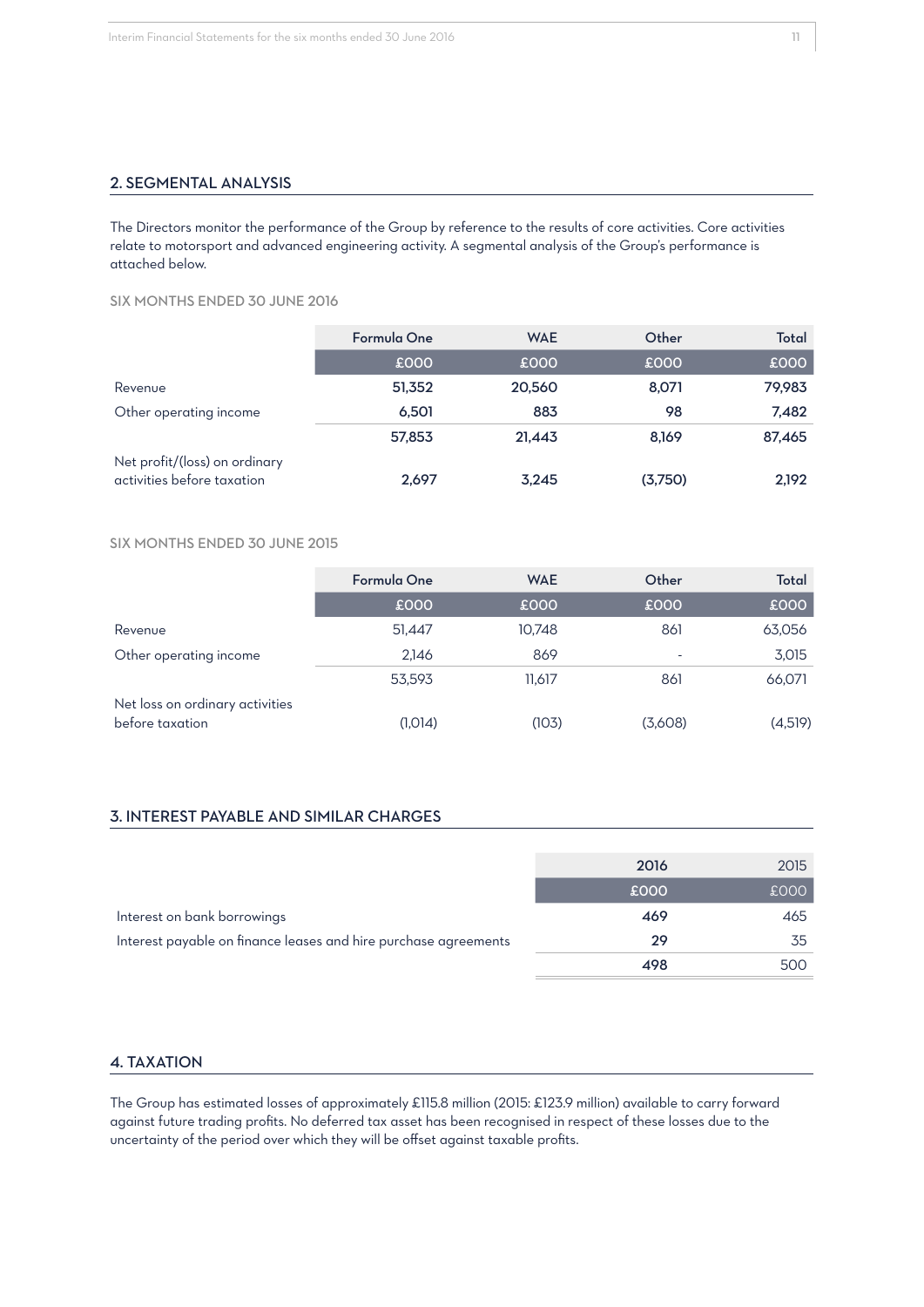## 2. SEGMENTAL ANALYSIS

The Directors monitor the performance of the Group by reference to the results of core activities. Core activities relate to motorsport and advanced engineering activity. A segmental analysis of the Group's performance is attached below.

### SIX MONTHS ENDED 30 JUNE 2016

| | Formula One | WAE | Other | Total |
|---|---|---|---|---|
| | £000 | £000 | £000 | £000 |
| Revenue | **51,352** | **20,560** | **8,071** | **79,983** |
| Other operating income | **6,501** | **883** | **98** | **7,482** |
| | **57,853** | **21,443** | **8,169** | **87,465** |
| Net profit/(loss) on ordinary activities before taxation | **2,697** | **3,245** | **(3,750)** | **2,192** |

### SIX MONTHS ENDED 30 JUNE 2015

| | Formula One | WAE | Other | Total |
|---|---|---|---|---|
| | £000 | £000 | £000 | £000 |
| Revenue | 51,447 | 10,748 | 861 | 63,056 |
| Other operating income | 2,146 | 869 | - | 3,015 |
| | 53,593 | 11,617 | 861 | 66,071 |
| Net loss on ordinary activities before taxation | (1,014) | (103) | (3,608) | (4,519) |

## 3. INTEREST PAYABLE AND SIMILAR CHARGES

| | 2016 | 2015 |
|---|---|---|
| | £000 | £000 |
| Interest on bank borrowings | **469** | 465 |
| Interest payable on finance leases and hire purchase agreements | **29** | 35 |
| | **498** | 500 |

## 4. TAXATION

The Group has estimated losses of approximately £115.8 million (2015: £123.9 million) available to carry forward against future trading profits. No deferred tax asset has been recognised in respect of these losses due to the uncertainty of the period over which they will be offset against taxable profits.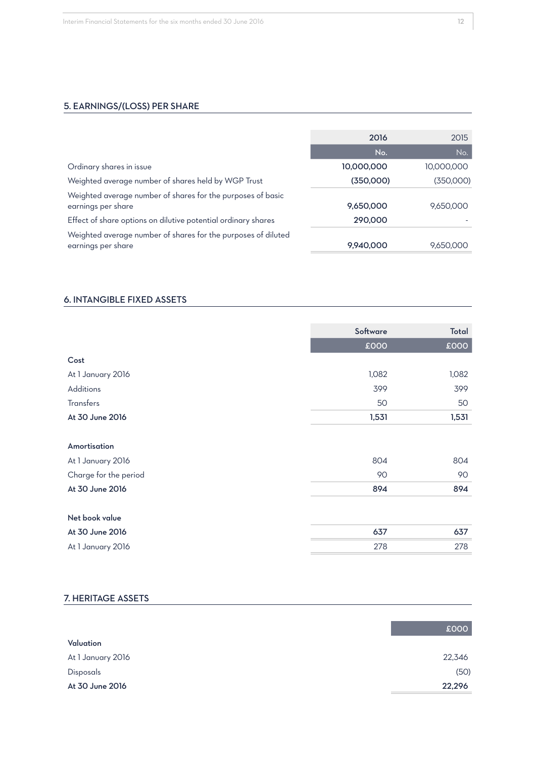## 5. EARNINGS/(LOSS) PER SHARE

| | 2016 | 2015 |
|---|---|---|
| | No. | No. |
| Ordinary shares in issue | **10,000,000** | 10,000,000 |
| Weighted average number of shares held by WGP Trust | **(350,000)** | (350,000) |
| Weighted average number of shares for the purposes of basic earnings per share | **9,650,000** | 9,650,000 |
| Effect of share options on dilutive potential ordinary shares | **290,000** | - |
| Weighted average number of shares for the purposes of diluted earnings per share | **9,940,000** | 9,650,000 |

## 6. INTANGIBLE FIXED ASSETS

| | Software | Total |
|---|---|---|
| | £000 | £000 |
| **Cost** | | |
| At 1 January 2016 | 1,082 | 1,082 |
| Additions | 399 | 399 |
| Transfers | 50 | 50 |
| **At 30 June 2016** | **1,531** | **1,531** |
| | | |
| **Amortisation** | | |
| At 1 January 2016 | 804 | 804 |
| Charge for the period | 90 | 90 |
| **At 30 June 2016** | **894** | **894** |
| | | |
| **Net book value** | | |
| **At 30 June 2016** | **637** | **637** |
| At 1 January 2016 | 278 | 278 |

## 7. HERITAGE ASSETS

| | £000 |
|---|---|
| **Valuation** | |
| At 1 January 2016 | 22,346 |
| Disposals | (50) |
| **At 30 June 2016** | **22,296** |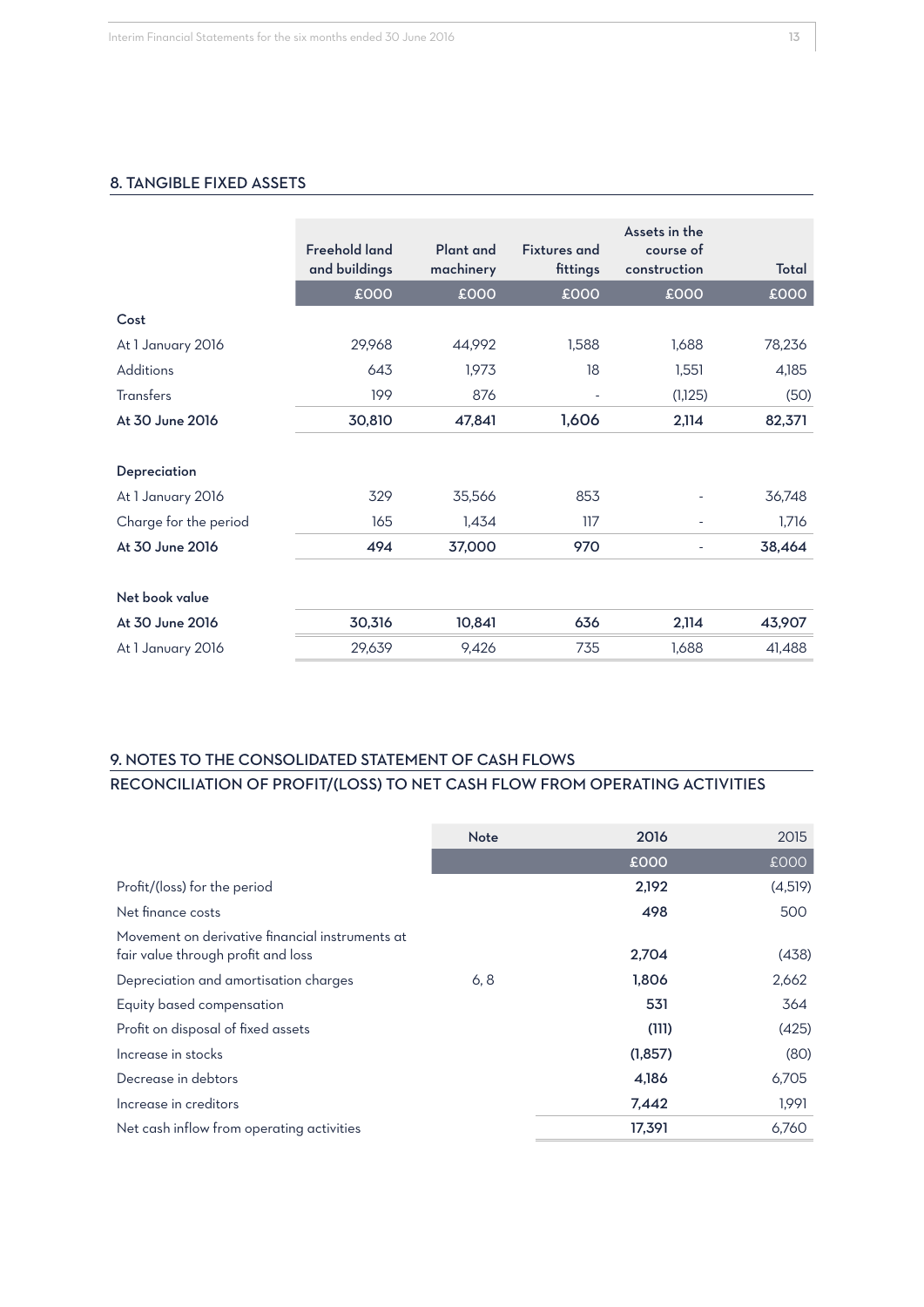## 8. TANGIBLE FIXED ASSETS

| | Freehold land and buildings | Plant and machinery | Fixtures and fittings | Assets in the course of construction | Total |
|---|---|---|---|---|---|
| | £000 | £000 | £000 | £000 | £000 |
| **Cost** | | | | | |
| At 1 January 2016 | 29,968 | 44,992 | 1,588 | 1,688 | 78,236 |
| Additions | 643 | 1,973 | 18 | 1,551 | 4,185 |
| Transfers | 199 | 876 | - | (1,125) | (50) |
| **At 30 June 2016** | **30,810** | **47,841** | **1,606** | **2,114** | **82,371** |
| **Depreciation** | | | | | |
| At 1 January 2016 | 329 | 35,566 | 853 | - | 36,748 |
| Charge for the period | 165 | 1,434 | 117 | - | 1,716 |
| **At 30 June 2016** | **494** | **37,000** | **970** | - | **38,464** |
| **Net book value** | | | | | |
| **At 30 June 2016** | **30,316** | **10,841** | **636** | **2,114** | **43,907** |
| At 1 January 2016 | 29,639 | 9,426 | 735 | 1,688 | 41,488 |

## 9. NOTES TO THE CONSOLIDATED STATEMENT OF CASH FLOWS

## RECONCILIATION OF PROFIT/(LOSS) TO NET CASH FLOW FROM OPERATING ACTIVITIES

| | Note | 2016 | 2015 |
|---|---|---|---|
| | | £000 | £000 |
| Profit/(loss) for the period | | **2,192** | (4,519) |
| Net finance costs | | **498** | 500 |
| Movement on derivative financial instruments at fair value through profit and loss | | **2,704** | (438) |
| Depreciation and amortisation charges | 6, 8 | **1,806** | 2,662 |
| Equity based compensation | | **531** | 364 |
| Profit on disposal of fixed assets | | **(111)** | (425) |
| Increase in stocks | | **(1,857)** | (80) |
| Decrease in debtors | | **4,186** | 6,705 |
| Increase in creditors | | **7,442** | 1,991 |
| Net cash inflow from operating activities | | **17,391** | 6,760 |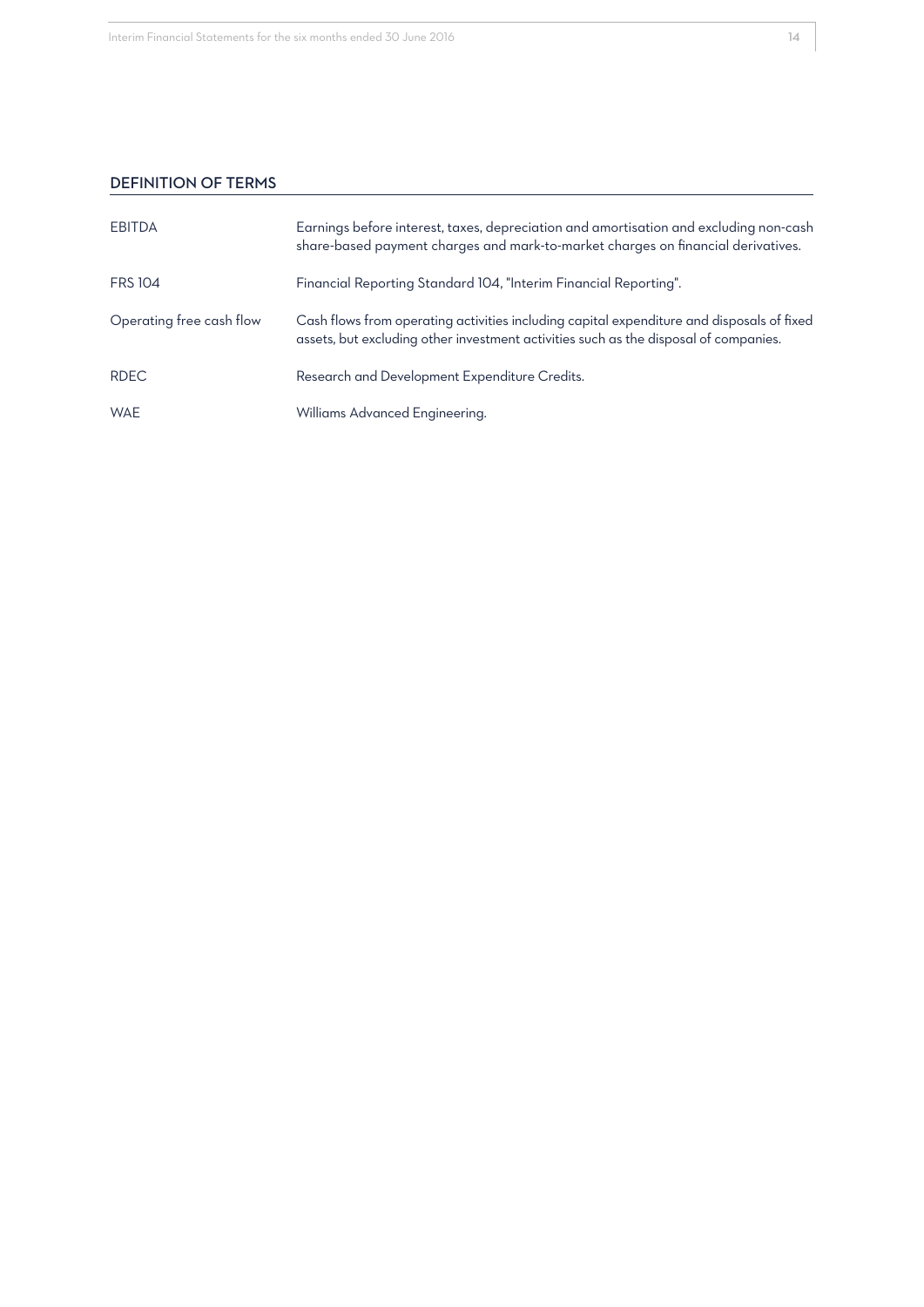## DEFINITION OF TERMS

| | |
|---|---|
| EBITDA | Earnings before interest, taxes, depreciation and amortisation and excluding non-cash share-based payment charges and mark-to-market charges on financial derivatives. |
| FRS 104 | Financial Reporting Standard 104, "Interim Financial Reporting". |
| Operating free cash flow | Cash flows from operating activities including capital expenditure and disposals of fixed assets, but excluding other investment activities such as the disposal of companies. |
| RDEC | Research and Development Expenditure Credits. |
| WAE | Williams Advanced Engineering. |